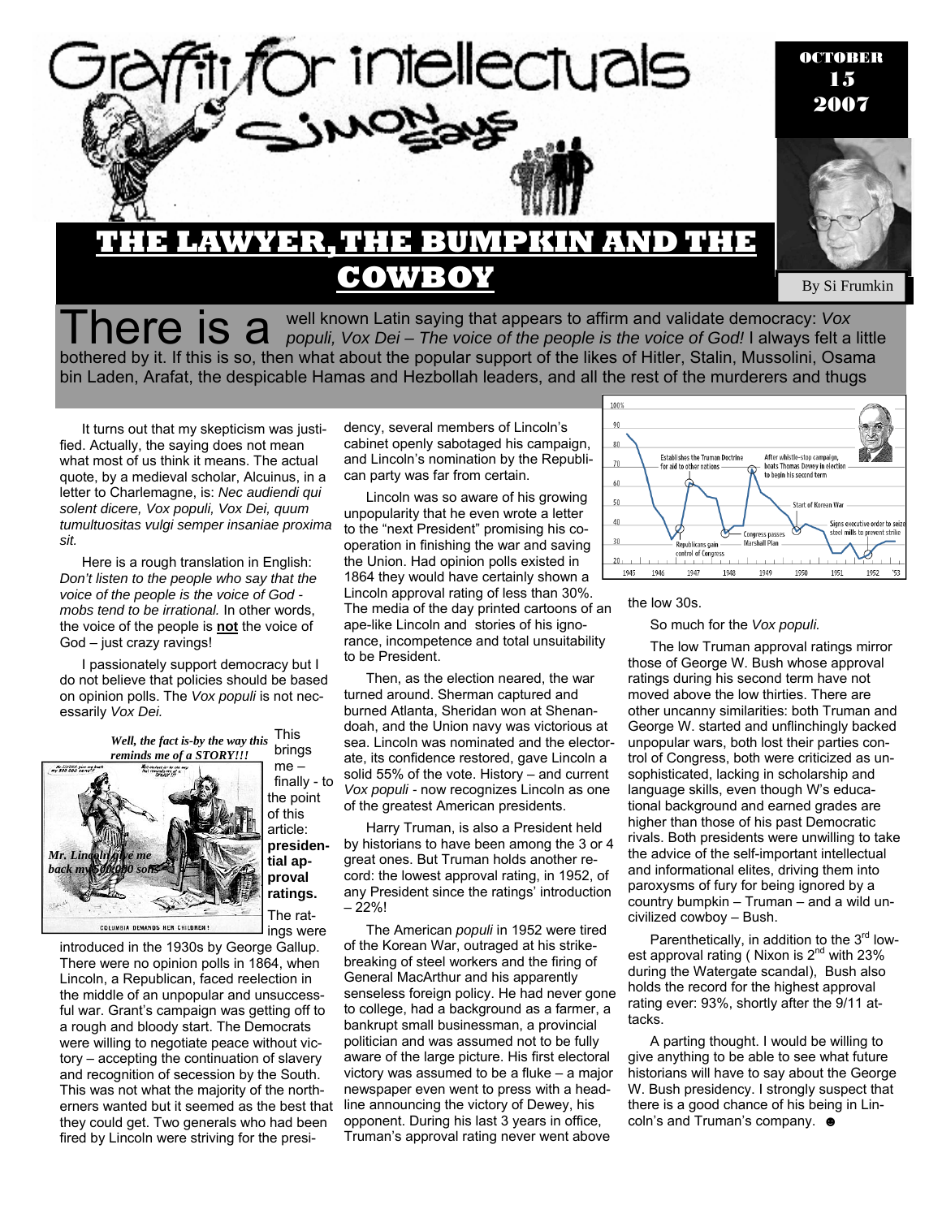# Graffiti for intellectuals

## Simon Says

OCTOBER 15 2007

# THE LAWYER, THE BUMPKIN AND THE COWBOY

By Si Frumkin

**There is a** well known Latin saying that appears to affirm and validate democracy: *Vox populi, Vox Dei – The voice of the people is the voice of God!* I always felt a little bothered by it. If this is so, then what about the popular support of the likes of Hitler, Stalin, Mussolini, Osama bin Laden, Arafat, the despicable Hamas and Hezbollah leaders, and all the rest of the murderers and thugs

It turns out that my skepticism was justified. Actually, the saying does not mean what most of us think it means. The actual quote, by a medieval scholar, Alcuinus, in a letter to Charlemagne, is: *Nec audiendi qui solent dicere, Vox populi, Vox Dei, quum tumultuositas vulgi semper insaniae proxima sit.*

Here is a rough translation in English: *Don't listen to the people who say that the voice of the people is the voice of God - mobs tend to be irrational.* In other words, the voice of the people is **not** the voice of God – just crazy ravings!

I passionately support democracy but I do not believe that policies should be based on opinion polls. The *Vox populi* is not necessarily *Vox Dei.*

***Well, the fact is-by the way this reminds me of a STORY!!!***

***Mr. Lincoln give me back my 500,000 sons***

COLUMBIA DEMANDS HER CHILDREN!

This brings me – finally - to the point of this article: **presidential approval ratings.** The ratings were introduced in the 1930s by George Gallup. There were no opinion polls in 1864, when Lincoln, a Republican, faced reelection in the middle of an unpopular and unsuccessful war. Grant's campaign was getting off to a rough and bloody start. The Democrats were willing to negotiate peace without victory – accepting the continuation of slavery and recognition of secession by the South. This was not what the majority of the northerners wanted but it seemed as the best that they could get. Two generals who had been fired by Lincoln were striving for the presidency, several members of Lincoln's cabinet openly sabotaged his campaign, and Lincoln's nomination by the Republican party was far from certain.

Lincoln was so aware of his growing unpopularity that he even wrote a letter to the "next President" promising his cooperation in finishing the war and saving the Union. Had opinion polls existed in 1864 they would have certainly shown a Lincoln approval rating of less than 30%. The media of the day printed cartoons of an ape-like Lincoln and stories of his ignorance, incompetence and total unsuitability to be President.

Then, as the election neared, the war turned around. Sherman captured and burned Atlanta, Sheridan won at Shenandoah, and the Union navy was victorious at sea. Lincoln was nominated and the electorate, its confidence restored, gave Lincoln a solid 55% of the vote. History – and current *Vox populi* - now recognizes Lincoln as one of the greatest American presidents.

Harry Truman, is also a President held by historians to have been among the 3 or 4 great ones. But Truman holds another record: the lowest approval rating, in 1952, of any President since the ratings' introduction – 22%!

The American *populi* in 1952 were tired of the Korean War, outraged at his strike-breaking of steel workers and the firing of General MacArthur and his apparently senseless foreign policy. He had never gone to college, had a background as a farmer, a bankrupt small businessman, a provincial politician and was assumed not to be fully aware of the large picture. His first electoral victory was assumed to be a fluke – a major newspaper even went to press with a headline announcing the victory of Dewey, his opponent. During his last 3 years in office, Truman's approval rating never went above the low 30s.

So much for the *Vox populi.*

The low Truman approval ratings mirror those of George W. Bush whose approval ratings during his second term have not moved above the low thirties. There are other uncanny similarities: both Truman and George W. started and unflinchingly backed unpopular wars, both lost their parties control of Congress, both were criticized as unsophisticated, lacking in scholarship and language skills, even though W's educational background and earned grades are higher than those of his past Democratic rivals. Both presidents were unwilling to take the advice of the self-important intellectual and informational elites, driving them into paroxysms of fury for being ignored by a country bumpkin – Truman – and a wild uncivilized cowboy – Bush.

Parenthetically, in addition to the 3rd lowest approval rating ( Nixon is 2nd with 23% during the Watergate scandal), Bush also holds the record for the highest approval rating ever: 93%, shortly after the 9/11 attacks.

A parting thought. I would be willing to give anything to be able to see what future historians will have to say about the George W. Bush presidency. I strongly suspect that there is a good chance of his being in Lincoln's and Truman's company. ☻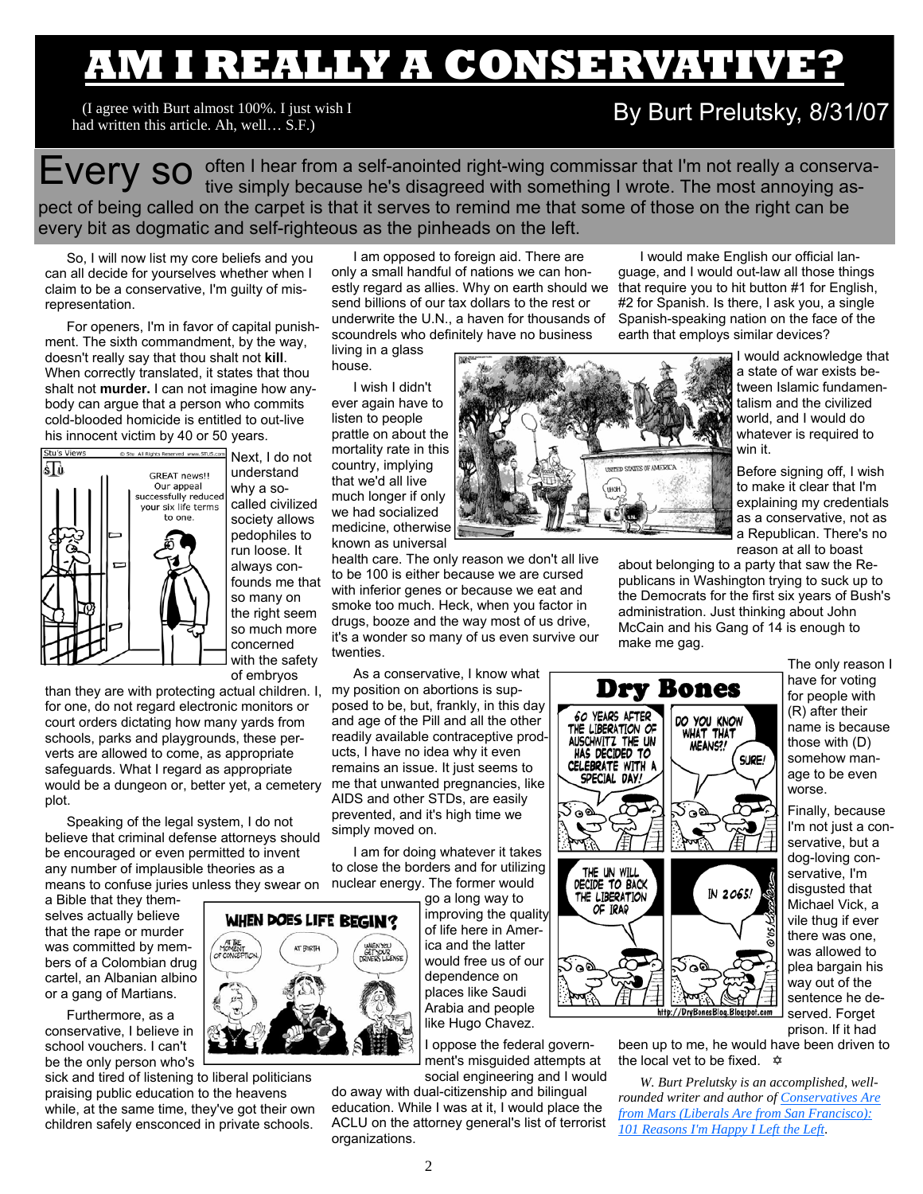# AM I REALLY A CONSERVATIVE?

(I agree with Burt almost 100%. I just wish I had written this article. Ah, well… S.F.)

By Burt Prelutsky, 8/31/07

Every so often I hear from a self-anointed right-wing commissar that I'm not really a conservative simply because he's disagreed with something I wrote. The most annoying aspect of being called on the carpet is that it serves to remind me that some of those on the right can be every bit as dogmatic and self-righteous as the pinheads on the left.

So, I will now list my core beliefs and you can all decide for yourselves whether when I claim to be a conservative, I'm guilty of misrepresentation.

For openers, I'm in favor of capital punishment. The sixth commandment, by the way, doesn't really say that thou shalt not **kill**. When correctly translated, it states that thou shalt not **murder.** I can not imagine how anybody can argue that a person who commits cold-blooded homicide is entitled to out-live his innocent victim by 40 or 50 years.

Next, I do not understand why a so-called civilized society allows pedophiles to run loose. It always confounds me that so many on the right seem so much more concerned with the safety of embryos than they are with protecting actual children. I, for one, do not regard electronic monitors or court orders dictating how many yards from schools, parks and playgrounds, these perverts are allowed to come, as appropriate safeguards. What I regard as appropriate would be a dungeon or, better yet, a cemetery plot.

Speaking of the legal system, I do not believe that criminal defense attorneys should be encouraged or even permitted to invent any number of implausible theories as a means to confuse juries unless they swear on a Bible that they themselves actually believe that the rape or murder was committed by members of a Colombian drug cartel, an Albanian albino or a gang of Martians.

Furthermore, as a conservative, I believe in school vouchers. I can't be the only person who's sick and tired of listening to liberal politicians praising public education to the heavens while, at the same time, they've got their own children safely ensconced in private schools.

I am opposed to foreign aid. There are only a small handful of nations we can honestly regard as allies. Why on earth should we send billions of our tax dollars to the rest or underwrite the U.N., a haven for thousands of scoundrels who definitely have no business living in a glass house.

I wish I didn't ever again have to listen to people prattle on about the mortality rate in this country, implying that we'd all live much longer if only we had socialized medicine, otherwise known as universal health care. The only reason we don't all live to be 100 is either because we are cursed with inferior genes or because we eat and smoke too much. Heck, when you factor in drugs, booze and the way most of us drive, it's a wonder so many of us even survive our twenties.

As a conservative, I know what my position on abortions is supposed to be, but, frankly, in this day and age of the Pill and all the other readily available contraceptive products, I have no idea why it even remains an issue. It just seems to me that unwanted pregnancies, like AIDS and other STDs, are easily prevented, and it's high time we simply moved on.

I am for doing whatever it takes to close the borders and for utilizing nuclear energy. The former would go a long way to improving the quality of life here in America and the latter would free us of our dependence on places like Saudi Arabia and people like Hugo Chavez.

I oppose the federal government's misguided attempts at social engineering and I would do away with dual-citizenship and bilingual education. While I was at it, I would place the ACLU on the attorney general's list of terrorist organizations.

I would make English our official language, and I would out-law all those things that require you to hit button #1 for English, #2 for Spanish. Is there, I ask you, a single Spanish-speaking nation on the face of the earth that employs similar devices?

I would acknowledge that a state of war exists between Islamic fundamentalism and the civilized world, and I would do whatever is required to win it.

Before signing off, I wish to make it clear that I'm explaining my credentials as a conservative, not as a Republican. There's no reason at all to boast about belonging to a party that saw the Republicans in Washington trying to suck up to the Democrats for the first six years of Bush's administration. Just thinking about John McCain and his Gang of 14 is enough to make me gag.

The only reason I have for voting for people with (R) after their name is because those with (D) somehow manage to be even worse.

Finally, because I'm not just a conservative, but a dog-loving conservative, I'm disgusted that Michael Vick, a vile thug if ever there was one, was allowed to plea bargain his way out of the sentence he deserved. Forget prison. If it had been up to me, he would have been driven to the local vet to be fixed. ✡

*W. Burt Prelutsky is an accomplished, well-rounded writer and author of [Conservatives Are from Mars (Liberals Are from San Francisco): 101 Reasons I'm Happy I Left the Left]().*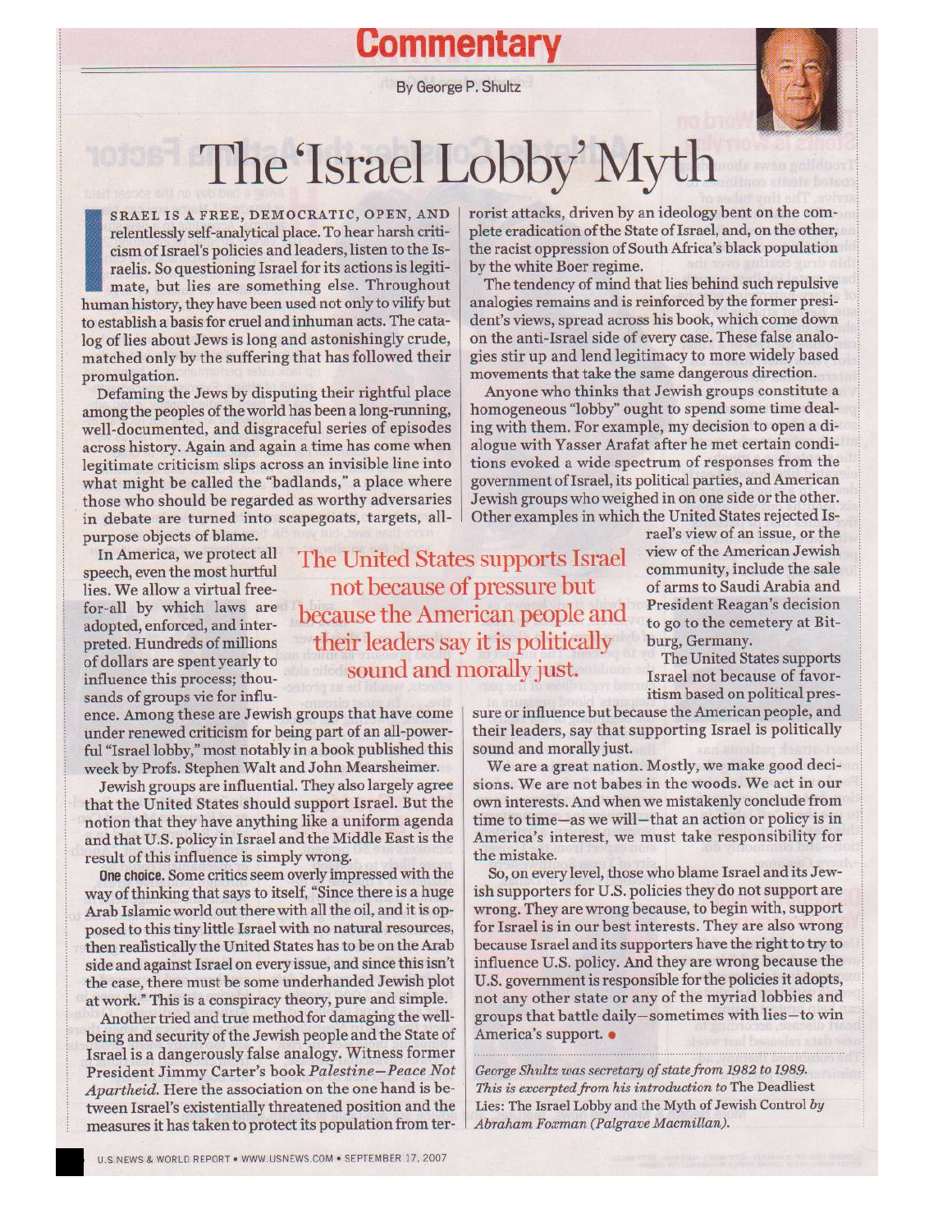## Commentary

By George P. Shultz

# The 'Israel Lobby' Myth

**I**SRAEL IS A FREE, DEMOCRATIC, OPEN, AND relentlessly self-analytical place. To hear harsh criticism of Israel's policies and leaders, listen to the Israelis. So questioning Israel for its actions is legitimate, but lies are something else. Throughout human history, they have been used not only to vilify but to establish a basis for cruel and inhuman acts. The catalog of lies about Jews is long and astonishingly crude, matched only by the suffering that has followed their promulgation.

Defaming the Jews by disputing their rightful place among the peoples of the world has been a long-running, well-documented, and disgraceful series of episodes across history. Again and again a time has come when legitimate criticism slips across an invisible line into what might be called the "badlands," a place where those who should be regarded as worthy adversaries in debate are turned into scapegoats, targets, all-purpose objects of blame.

In America, we protect all speech, even the most hurtful lies. We allow a virtual free-for-all by which laws are adopted, enforced, and interpreted. Hundreds of millions of dollars are spent yearly to influence this process; thousands of groups vie for influence. Among these are Jewish groups that have come under renewed criticism for being part of an all-powerful "Israel lobby," most notably in a book published this week by Profs. Stephen Walt and John Mearsheimer.

Jewish groups are influential. They also largely agree that the United States should support Israel. But the notion that they have anything like a uniform agenda and that U.S. policy in Israel and the Middle East is the result of this influence is simply wrong.

**One choice.** Some critics seem overly impressed with the way of thinking that says to itself, "Since there is a huge Arab Islamic world out there with all the oil, and it is opposed to this tiny little Israel with no natural resources, then realistically the United States has to be on the Arab side and against Israel on every issue, and since this isn't the case, there must be some underhanded Jewish plot at work." This is a conspiracy theory, pure and simple.

Another tried and true method for damaging the well-being and security of the Jewish people and the State of Israel is a dangerously false analogy. Witness former President Jimmy Carter's book *Palestine—Peace Not Apartheid*. Here the association on the one hand is between Israel's existentially threatened position and the measures it has taken to protect its population from terrorist attacks, driven by an ideology bent on the complete eradication of the State of Israel, and, on the other, the racist oppression of South Africa's black population by the white Boer regime.

The tendency of mind that lies behind such repulsive analogies remains and is reinforced by the former president's views, spread across his book, which come down on the anti-Israel side of every case. These false analogies stir up and lend legitimacy to more widely based movements that take the same dangerous direction.

Anyone who thinks that Jewish groups constitute a homogeneous "lobby" ought to spend some time dealing with them. For example, my decision to open a dialogue with Yasser Arafat after he met certain conditions evoked a wide spectrum of responses from the government of Israel, its political parties, and American Jewish groups who weighed in on one side or the other. Other examples in which the United States rejected Israel's view of an issue, or the view of the American Jewish community, include the sale of arms to Saudi Arabia and President Reagan's decision to go to the cemetery at Bitburg, Germany.

> The United States supports Israel not because of pressure but because the American people and their leaders say it is politically sound and morally just.

The United States supports Israel not because of favoritism based on political pressure or influence but because the American people, and their leaders, say that supporting Israel is politically sound and morally just.

We are a great nation. Mostly, we make good decisions. We are not babes in the woods. We act in our own interests. And when we mistakenly conclude from time to time—as we will—that an action or policy is in America's interest, we must take responsibility for the mistake.

So, on every level, those who blame Israel and its Jewish supporters for U.S. policies they do not support are wrong. They are wrong because, to begin with, support for Israel is in our best interests. They are also wrong because Israel and its supporters have the right to try to influence U.S. policy. And they are wrong because the U.S. government is responsible for the policies it adopts, not any other state or any of the myriad lobbies and groups that battle daily—sometimes with lies—to win America's support. •

*George Shultz was secretary of state from 1982 to 1989. This is excerpted from his introduction to* The Deadliest Lies: The Israel Lobby and the Myth of Jewish Control *by Abraham Foxman (Palgrave Macmillan).*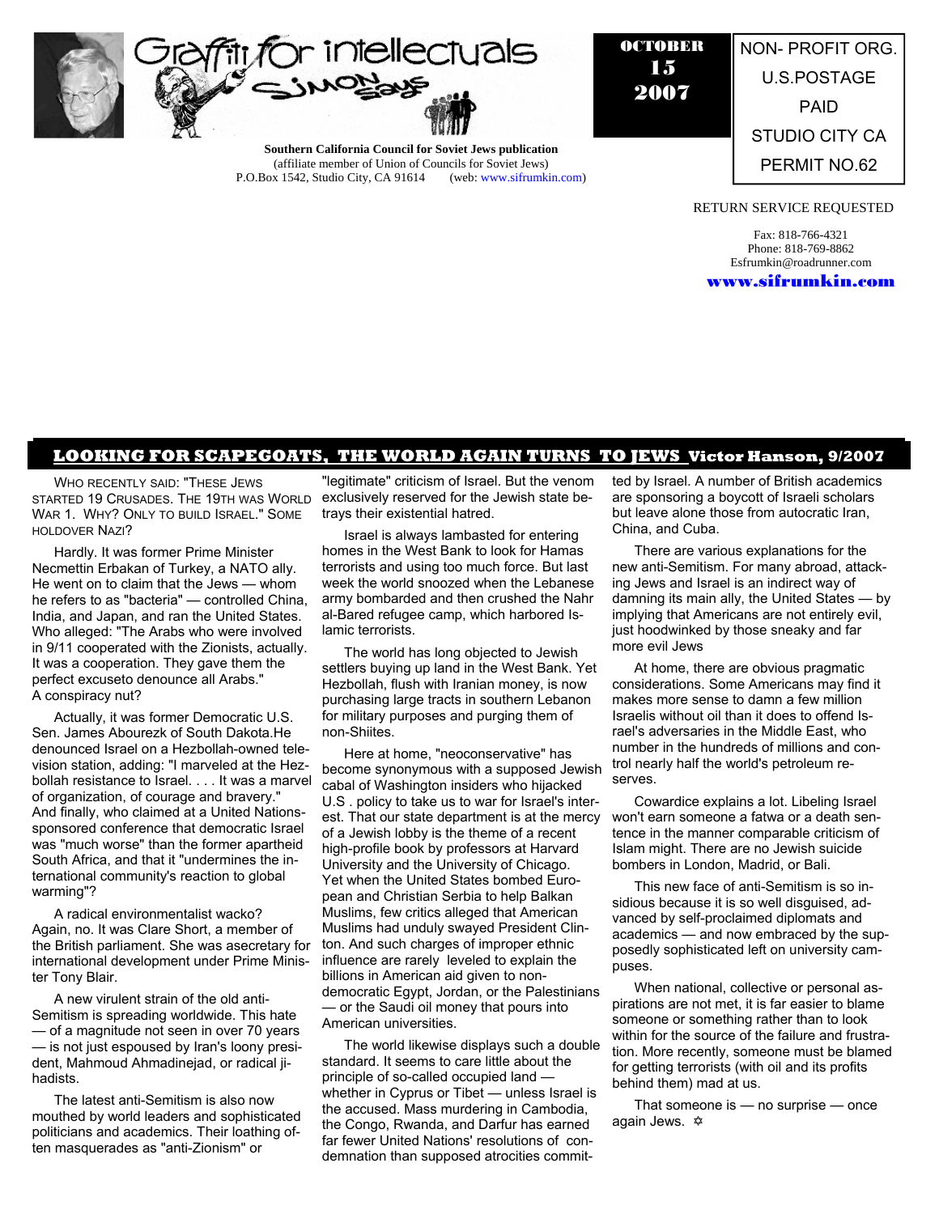# Graffiti for intellectuals

SIMON Says

**Southern California Council for Soviet Jews publication**
(affiliate member of Union of Councils for Soviet Jews)
P.O.Box 1542, Studio City, CA 91614 (web: www.sifrumkin.com)

**OCTOBER 15 2007**

NON- PROFIT ORG.
U.S.POSTAGE
PAID
STUDIO CITY CA
PERMIT NO.62

RETURN SERVICE REQUESTED

Fax: 818-766-4321
Phone: 818-769-8862
Esfrumkin@roadrunner.com

**www.sifrumkin.com**

## LOOKING FOR SCAPEGOATS, THE WORLD AGAIN TURNS TO JEWS Victor Hanson, 9/2007

WHO RECENTLY SAID: "THESE JEWS STARTED 19 CRUSADES. THE 19TH WAS WORLD WAR 1. WHY? ONLY TO BUILD ISRAEL." SOME HOLDOVER NAZI?

Hardly. It was former Prime Minister Necmettin Erbakan of Turkey, a NATO ally. He went on to claim that the Jews — whom he refers to as "bacteria" — controlled China, India, and Japan, and ran the United States. Who alleged: "The Arabs who were involved in 9/11 cooperated with the Zionists, actually. It was a cooperation. They gave them the perfect excuseto denounce all Arabs." A conspiracy nut?

Actually, it was former Democratic U.S. Sen. James Abourezk of South Dakota.He denounced Israel on a Hezbollah-owned television station, adding: "I marveled at the Hezbollah resistance to Israel. . . . It was a marvel of organization, of courage and bravery." And finally, who claimed at a United Nations-sponsored conference that democratic Israel was "much worse" than the former apartheid South Africa, and that it "undermines the international community's reaction to global warming"?

A radical environmentalist wacko? Again, no. It was Clare Short, a member of the British parliament. She was asecretary for international development under Prime Minister Tony Blair.

A new virulent strain of the old anti-Semitism is spreading worldwide. This hate — of a magnitude not seen in over 70 years — is not just espoused by Iran's loony president, Mahmoud Ahmadinejad, or radical jihadists.

The latest anti-Semitism is also now mouthed by world leaders and sophisticated politicians and academics. Their loathing often masquerades as "anti-Zionism" or "legitimate" criticism of Israel. But the venom exclusively reserved for the Jewish state betrays their existential hatred.

Israel is always lambasted for entering homes in the West Bank to look for Hamas terrorists and using too much force. But last week the world snoozed when the Lebanese army bombarded and then crushed the Nahr al-Bared refugee camp, which harbored Islamic terrorists.

The world has long objected to Jewish settlers buying up land in the West Bank. Yet Hezbollah, flush with Iranian money, is now purchasing large tracts in southern Lebanon for military purposes and purging them of non-Shiites.

Here at home, "neoconservative" has become synonymous with a supposed Jewish cabal of Washington insiders who hijacked U.S . policy to take us to war for Israel's interest. That our state department is at the mercy of a Jewish lobby is the theme of a recent high-profile book by professors at Harvard University and the University of Chicago. Yet when the United States bombed European and Christian Serbia to help Balkan Muslims, few critics alleged that American Muslims had unduly swayed President Clinton. And such charges of improper ethnic influence are rarely leveled to explain the billions in American aid given to non-democratic Egypt, Jordan, or the Palestinians — or the Saudi oil money that pours into American universities.

The world likewise displays such a double standard. It seems to care little about the principle of so-called occupied land — whether in Cyprus or Tibet — unless Israel is the accused. Mass murdering in Cambodia, the Congo, Rwanda, and Darfur has earned far fewer United Nations' resolutions of condemnation than supposed atrocities committed by Israel. A number of British academics are sponsoring a boycott of Israeli scholars but leave alone those from autocratic Iran, China, and Cuba.

There are various explanations for the new anti-Semitism. For many abroad, attacking Jews and Israel is an indirect way of damning its main ally, the United States — by implying that Americans are not entirely evil, just hoodwinked by those sneaky and far more evil Jews

At home, there are obvious pragmatic considerations. Some Americans may find it makes more sense to damn a few million Israelis without oil than it does to offend Israel's adversaries in the Middle East, who number in the hundreds of millions and control nearly half the world's petroleum reserves.

Cowardice explains a lot. Libeling Israel won't earn someone a fatwa or a death sentence in the manner comparable criticism of Islam might. There are no Jewish suicide bombers in London, Madrid, or Bali.

This new face of anti-Semitism is so insidious because it is so well disguised, advanced by self-proclaimed diplomats and academics — and now embraced by the supposedly sophisticated left on university campuses.

When national, collective or personal aspirations are not met, it is far easier to blame someone or something rather than to look within for the source of the failure and frustration. More recently, someone must be blamed for getting terrorists (with oil and its profits behind them) mad at us.

That someone is — no surprise — once again Jews. ✡